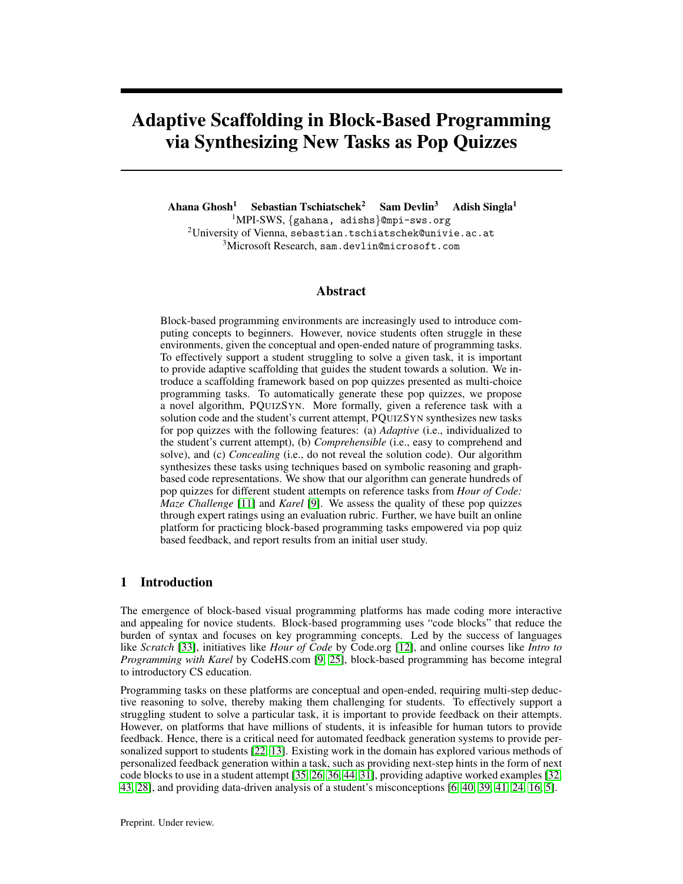# Adaptive Scaffolding in Block-Based Programming via Synthesizing New Tasks as Pop Quizzes

**Ahana Ghosh**[1] **Sebastian Tschiatschek**[2] **Sam Devlin**[3] **Adish Singla**[1]

[1]MPI-SWS, {gahana, adishs}@mpi-sws.org
[2]University of Vienna, sebastian.tschiatschek@univie.ac.at
[3]Microsoft Research, sam.devlin@microsoft.com

## Abstract

Block-based programming environments are increasingly used to introduce computing concepts to beginners. However, novice students often struggle in these environments, given the conceptual and open-ended nature of programming tasks. To effectively support a student struggling to solve a given task, it is important to provide adaptive scaffolding that guides the student towards a solution. We introduce a scaffolding framework based on pop quizzes presented as multi-choice programming tasks. To automatically generate these pop quizzes, we propose a novel algorithm, PQUIZSYN. More formally, given a reference task with a solution code and the student's current attempt, PQUIZSYN synthesizes new tasks for pop quizzes with the following features: (a) *Adaptive* (i.e., individualized to the student's current attempt), (b) *Comprehensible* (i.e., easy to comprehend and solve), and (c) *Concealing* (i.e., do not reveal the solution code). Our algorithm synthesizes these tasks using techniques based on symbolic reasoning and graph-based code representations. We show that our algorithm can generate hundreds of pop quizzes for different student attempts on reference tasks from *Hour of Code: Maze Challenge* [11] and *Karel* [9]. We assess the quality of these pop quizzes through expert ratings using an evaluation rubric. Further, we have built an online platform for practicing block-based programming tasks empowered via pop quiz based feedback, and report results from an initial user study.

## 1 Introduction

The emergence of block-based visual programming platforms has made coding more interactive and appealing for novice students. Block-based programming uses "code blocks" that reduce the burden of syntax and focuses on key programming concepts. Led by the success of languages like *Scratch* [33], initiatives like *Hour of Code* by Code.org [12], and online courses like *Intro to Programming with Karel* by CodeHS.com [9, 25], block-based programming has become integral to introductory CS education.

Programming tasks on these platforms are conceptual and open-ended, requiring multi-step deductive reasoning to solve, thereby making them challenging for students. To effectively support a struggling student to solve a particular task, it is important to provide feedback on their attempts. However, on platforms that have millions of students, it is infeasible for human tutors to provide feedback. Hence, there is a critical need for automated feedback generation systems to provide personalized support to students [22, 13]. Existing work in the domain has explored various methods of personalized feedback generation within a task, such as providing next-step hints in the form of next code blocks to use in a student attempt [35, 26, 36, 44, 31], providing adaptive worked examples [32, 43, 28], and providing data-driven analysis of a student's misconceptions [6, 40, 39, 41, 24, 16, 5].

Preprint. Under review.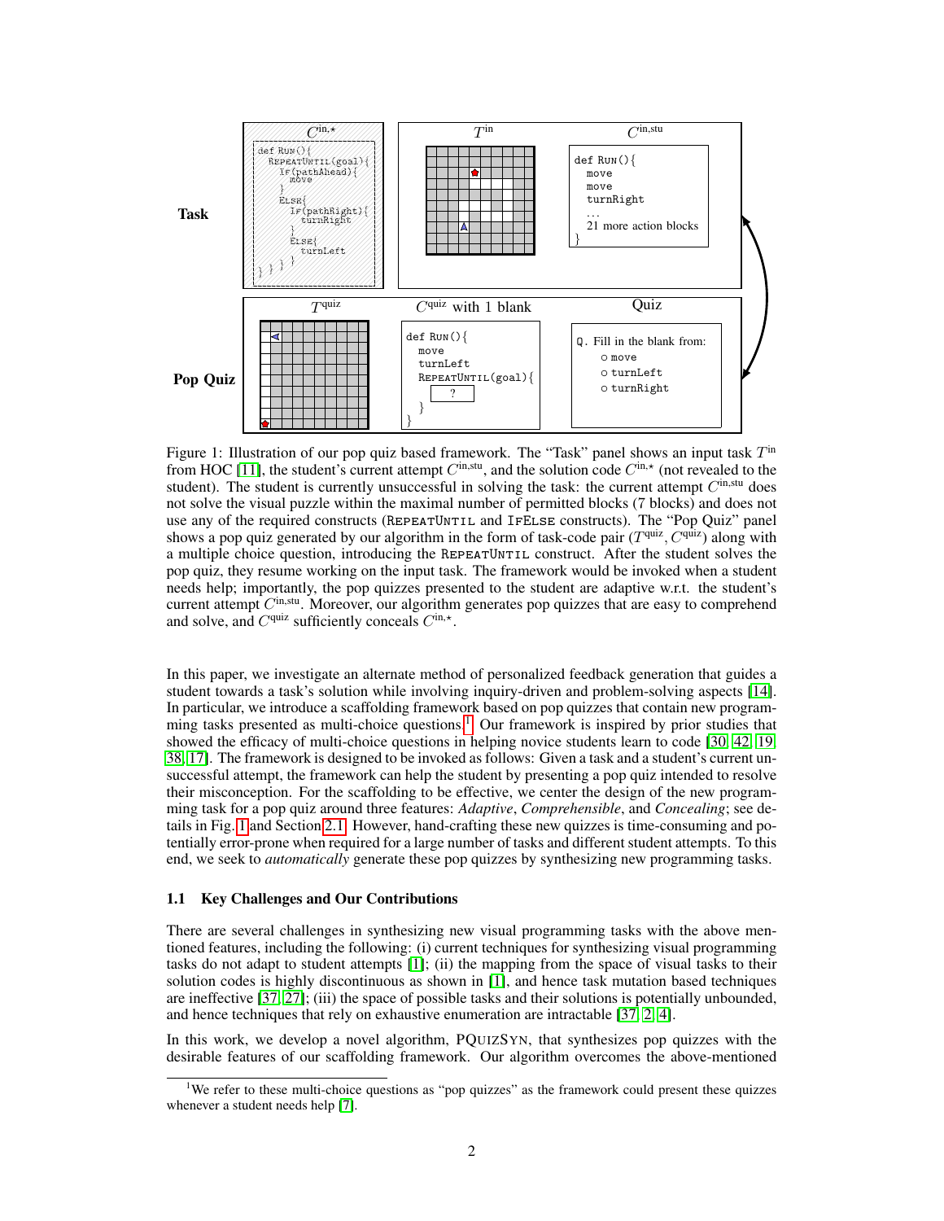**Task**

$C^{\text{in},\star}$

```
def Run(){
  RepeatUntil(goal){
    If(pathAhead){
      move
    }
    Else{
      If(pathRight){
        turnRight
      }
      Else{
        turnLeft
} } } }
```

$T^{\text{in}}$

$C^{\text{in,stu}}$

```
def Run(){
  move
  move
  turnRight
  ...
  21 more action blocks
}
```

**Pop Quiz**

$T^{\text{quiz}}$

$C^{\text{quiz}}$ with 1 blank

```
def Run(){
  move
  turnLeft
  RepeatUntil(goal){
    ?
  }
}
```

Quiz

Q. Fill in the blank from:
- ○ move
- ○ turnLeft
- ○ turnRight

Figure 1: Illustration of our pop quiz based framework. The "Task" panel shows an input task $T^{\text{in}}$ from HOC [11], the student's current attempt $C^{\text{in,stu}}$, and the solution code $C^{\text{in},\star}$ (not revealed to the student). The student is currently unsuccessful in solving the task: the current attempt $C^{\text{in,stu}}$ does not solve the visual puzzle within the maximal number of permitted blocks (7 blocks) and does not use any of the required constructs (RepeatUntil and IfElse constructs). The "Pop Quiz" panel shows a pop quiz generated by our algorithm in the form of task-code pair ($T^{\text{quiz}}, C^{\text{quiz}}$) along with a multiple choice question, introducing the RepeatUntil construct. After the student solves the pop quiz, they resume working on the input task. The framework would be invoked when a student needs help; importantly, the pop quizzes presented to the student are adaptive w.r.t. the student's current attempt $C^{\text{in,stu}}$. Moreover, our algorithm generates pop quizzes that are easy to comprehend and solve, and $C^{\text{quiz}}$ sufficiently conceals $C^{\text{in},\star}$.

In this paper, we investigate an alternate method of personalized feedback generation that guides a student towards a task's solution while involving inquiry-driven and problem-solving aspects [14]. In particular, we introduce a scaffolding framework based on pop quizzes that contain new programming tasks presented as multi-choice questions.[1] Our framework is inspired by prior studies that showed the efficacy of multi-choice questions in helping novice students learn to code [30, 42, 19, 38, 17]. The framework is designed to be invoked as follows: Given a task and a student's current unsuccessful attempt, the framework can help the student by presenting a pop quiz intended to resolve their misconception. For the scaffolding to be effective, we center the design of the new programming task for a pop quiz around three features: *Adaptive*, *Comprehensible*, and *Concealing*; see details in Fig. 1 and Section 2.1. However, hand-crafting these new quizzes is time-consuming and potentially error-prone when required for a large number of tasks and different student attempts. To this end, we seek to *automatically* generate these pop quizzes by synthesizing new programming tasks.

### 1.1 Key Challenges and Our Contributions

There are several challenges in synthesizing new visual programming tasks with the above mentioned features, including the following: (i) current techniques for synthesizing visual programming tasks do not adapt to student attempts [1]; (ii) the mapping from the space of visual tasks to their solution codes is highly discontinuous as shown in [1], and hence task mutation based techniques are ineffective [37, 27]; (iii) the space of possible tasks and their solutions is potentially unbounded, and hence techniques that rely on exhaustive enumeration are intractable [37, 2, 4].

In this work, we develop a novel algorithm, PQuizSyn, that synthesizes pop quizzes with the desirable features of our scaffolding framework. Our algorithm overcomes the above-mentioned

[1] We refer to these multi-choice questions as "pop quizzes" as the framework could present these quizzes whenever a student needs help [7].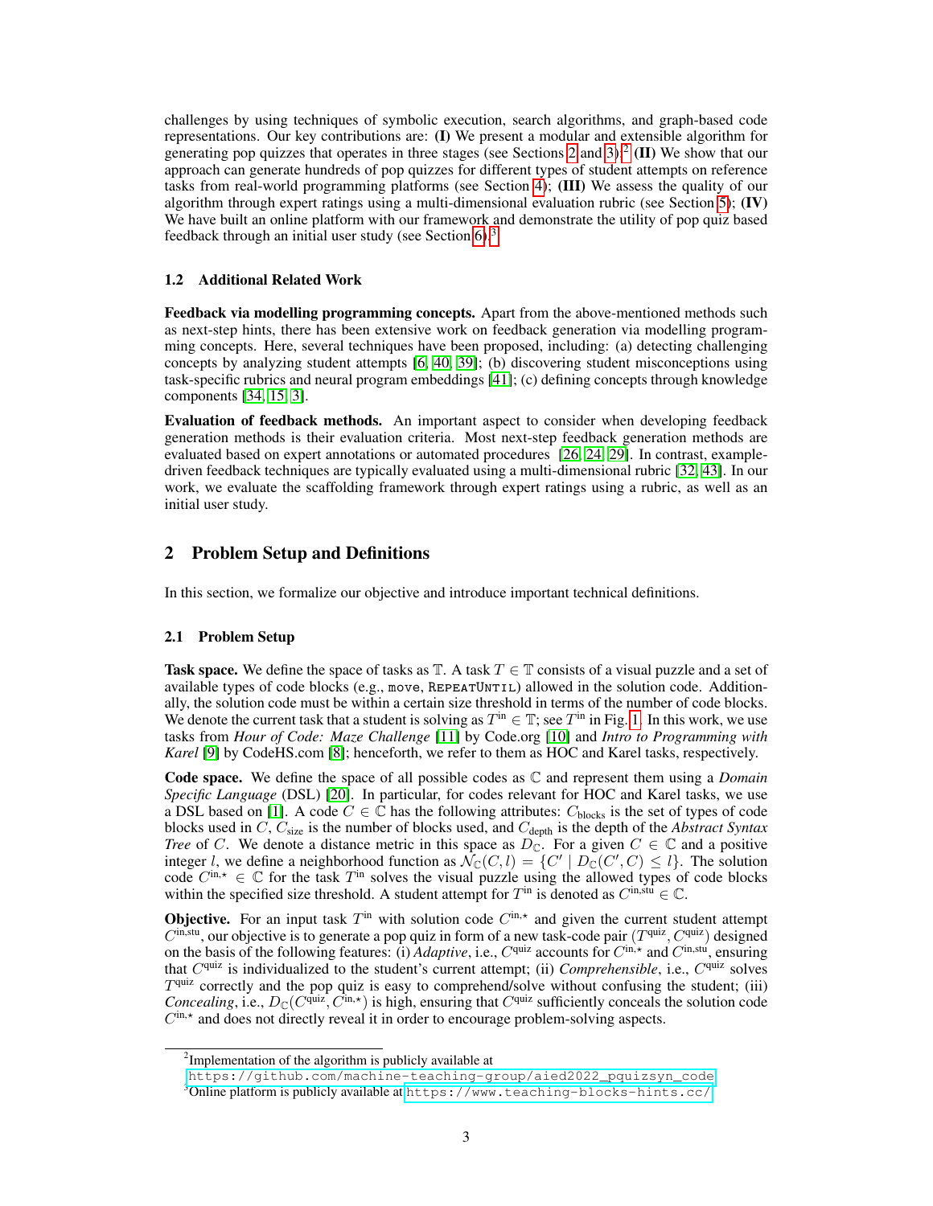challenges by using techniques of symbolic execution, search algorithms, and graph-based code representations. Our key contributions are: **(I)** We present a modular and extensible algorithm for generating pop quizzes that operates in three stages (see Sections 2 and 3);[2] **(II)** We show that our approach can generate hundreds of pop quizzes for different types of student attempts on reference tasks from real-world programming platforms (see Section 4); **(III)** We assess the quality of our algorithm through expert ratings using a multi-dimensional evaluation rubric (see Section 5); **(IV)** We have built an online platform with our framework and demonstrate the utility of pop quiz based feedback through an initial user study (see Section 6).[3]

### 1.2 Additional Related Work

**Feedback via modelling programming concepts.** Apart from the above-mentioned methods such as next-step hints, there has been extensive work on feedback generation via modelling programming concepts. Here, several techniques have been proposed, including: (a) detecting challenging concepts by analyzing student attempts [6, 40, 39]; (b) discovering student misconceptions using task-specific rubrics and neural program embeddings [41]; (c) defining concepts through knowledge components [34, 15, 3].

**Evaluation of feedback methods.** An important aspect to consider when developing feedback generation methods is their evaluation criteria. Most next-step feedback generation methods are evaluated based on expert annotations or automated procedures [26, 24, 29]. In contrast, example-driven feedback techniques are typically evaluated using a multi-dimensional rubric [32, 43]. In our work, we evaluate the scaffolding framework through expert ratings using a rubric, as well as an initial user study.

## 2 Problem Setup and Definitions

In this section, we formalize our objective and introduce important technical definitions.

### 2.1 Problem Setup

**Task space.** We define the space of tasks as $\mathbb{T}$. A task $T \in \mathbb{T}$ consists of a visual puzzle and a set of available types of code blocks (e.g., `move`, `REPEATUNTIL`) allowed in the solution code. Additionally, the solution code must be within a certain size threshold in terms of the number of code blocks. We denote the current task that a student is solving as $T^{\text{in}} \in \mathbb{T}$; see $T^{\text{in}}$ in Fig. 1. In this work, we use tasks from *Hour of Code: Maze Challenge* [11] by Code.org [10] and *Intro to Programming with Karel* [9] by CodeHS.com [8]; henceforth, we refer to them as HOC and Karel tasks, respectively.

**Code space.** We define the space of all possible codes as $\mathbb{C}$ and represent them using a *Domain Specific Language* (DSL) [20]. In particular, for codes relevant for HOC and Karel tasks, we use a DSL based on [1]. A code $C \in \mathbb{C}$ has the following attributes: $C_{\text{blocks}}$ is the set of types of code blocks used in $C$, $C_{\text{size}}$ is the number of blocks used, and $C_{\text{depth}}$ is the depth of the *Abstract Syntax Tree* of $C$. We denote a distance metric in this space as $D_{\mathbb{C}}$. For a given $C \in \mathbb{C}$ and a positive integer $l$, we define a neighborhood function as $\mathcal{N}_{\mathbb{C}}(C, l) = \{C' \mid D_{\mathbb{C}}(C', C) \leq l\}$. The solution code $C^{\text{in},\star} \in \mathbb{C}$ for the task $T^{\text{in}}$ solves the visual puzzle using the allowed types of code blocks within the specified size threshold. A student attempt for $T^{\text{in}}$ is denoted as $C^{\text{in,stu}} \in \mathbb{C}$.

**Objective.** For an input task $T^{\text{in}}$ with solution code $C^{\text{in},\star}$ and given the current student attempt $C^{\text{in,stu}}$, our objective is to generate a pop quiz in form of a new task-code pair $(T^{\text{quiz}}, C^{\text{quiz}})$ designed on the basis of the following features: (i) *Adaptive*, i.e., $C^{\text{quiz}}$ accounts for $C^{\text{in},\star}$ and $C^{\text{in,stu}}$, ensuring that $C^{\text{quiz}}$ is individualized to the student's current attempt; (ii) *Comprehensible*, i.e., $C^{\text{quiz}}$ solves $T^{\text{quiz}}$ correctly and the pop quiz is easy to comprehend/solve without confusing the student; (iii) *Concealing*, i.e., $D_{\mathbb{C}}(C^{\text{quiz}}, C^{\text{in},\star})$ is high, ensuring that $C^{\text{quiz}}$ sufficiently conceals the solution code $C^{\text{in},\star}$ and does not directly reveal it in order to encourage problem-solving aspects.

---

[2] Implementation of the algorithm is publicly available at https://github.com/machine-teaching-group/aied2022_pquizsyn_code

[3] Online platform is publicly available at https://www.teaching-blocks-hints.cc/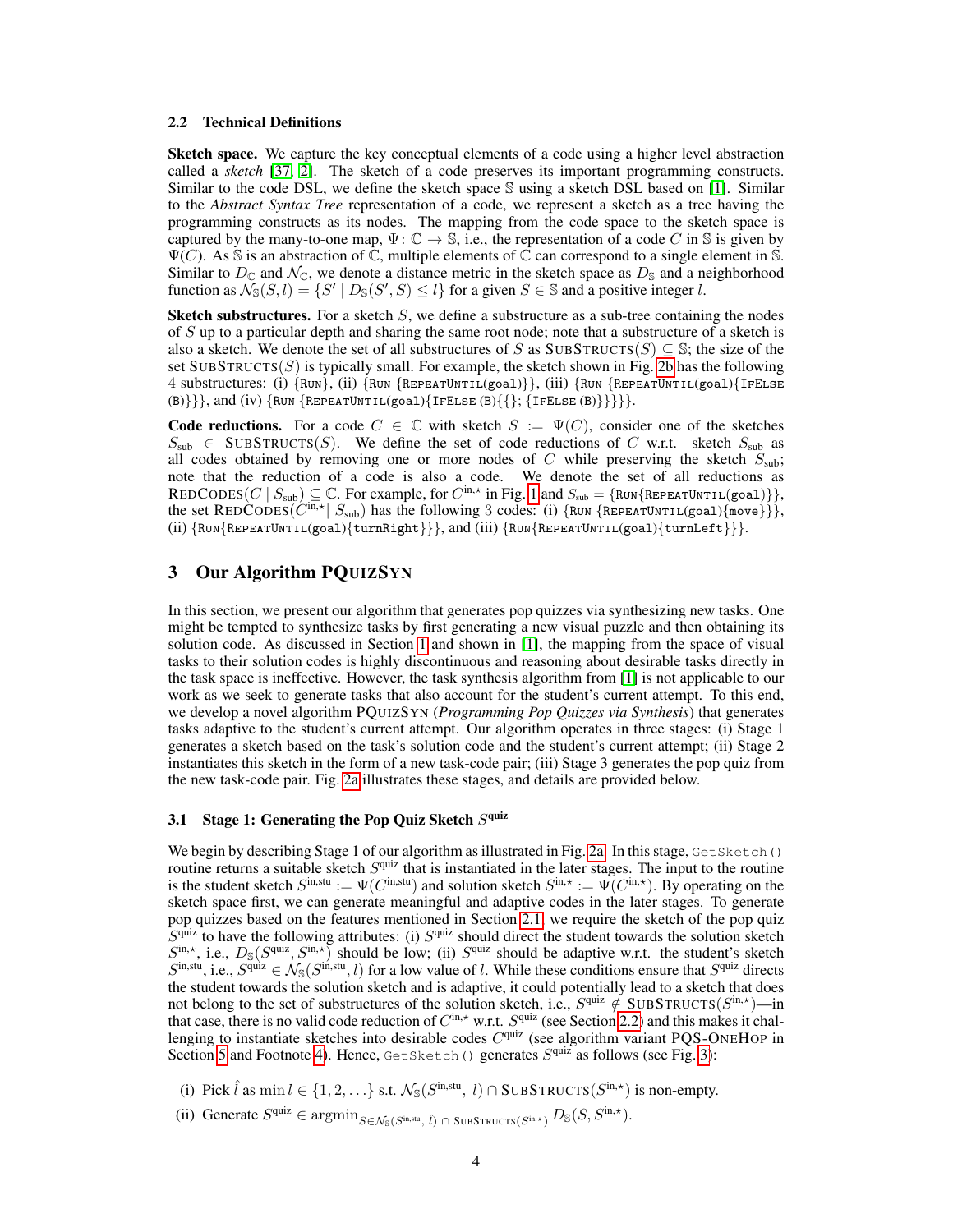### 2.2 Technical Definitions

**Sketch space.** We capture the key conceptual elements of a code using a higher level abstraction called a *sketch* [37, 2]. The sketch of a code preserves its important programming constructs. Similar to the code DSL, we define the sketch space $\mathbb{S}$ using a sketch DSL based on [1]. Similar to the *Abstract Syntax Tree* representation of a code, we represent a sketch as a tree having the programming constructs as its nodes. The mapping from the code space to the sketch space is captured by the many-to-one map, $\Psi\colon \mathbb{C} \to \mathbb{S}$, i.e., the representation of a code $C$ in $\mathbb{S}$ is given by $\Psi(C)$. As $\mathbb{S}$ is an abstraction of $\mathbb{C}$, multiple elements of $\mathbb{C}$ can correspond to a single element in $\mathbb{S}$. Similar to $D_{\mathbb{C}}$ and $\mathcal{N}_{\mathbb{C}}$, we denote a distance metric in the sketch space as $D_{\mathbb{S}}$ and a neighborhood function as $\mathcal{N}_{\mathbb{S}}(S, l) = \{S' \mid D_{\mathbb{S}}(S', S) \leq l\}$ for a given $S \in \mathbb{S}$ and a positive integer $l$.

**Sketch substructures.** For a sketch $S$, we define a substructure as a sub-tree containing the nodes of $S$ up to a particular depth and sharing the same root node; note that a substructure of a sketch is also a sketch. We denote the set of all substructures of $S$ as $\textsc{SubStructs}(S) \subseteq \mathbb{S}$; the size of the set $\textsc{SubStructs}(S)$ is typically small. For example, the sketch shown in Fig. 2b has the following 4 substructures: (i) {Run}, (ii) {Run {RepeatUntil(goal)}}, (iii) {Run {RepeatUntil(goal){IfElse (B)}}}, and (iv) {Run {RepeatUntil(goal){IfElse (B){{}; {IfElse (B)}}}}}.

**Code reductions.** For a code $C \in \mathbb{C}$ with sketch $S := \Psi(C)$, consider one of the sketches $S_{\text{sub}} \in \textsc{SubStructs}(S)$. We define the set of code reductions of $C$ w.r.t. sketch $S_{\text{sub}}$ as all codes obtained by removing one or more nodes of $C$ while preserving the sketch $S_{\text{sub}}$; note that the reduction of a code is also a code. We denote the set of all reductions as $\textsc{RedCodes}(C \mid S_{\text{sub}}) \subseteq \mathbb{C}$. For example, for $C^{\text{in},\star}$ in Fig. 1 and $S_{\text{sub}} = \{$Run{RepeatUntil(goal)}$\}$, the set $\textsc{RedCodes}(C^{\text{in},\star} \mid S_{\text{sub}})$ has the following 3 codes: (i) {Run {RepeatUntil(goal){move}}}, (ii) {Run{RepeatUntil(goal){turnRight}}}, and (iii) {Run{RepeatUntil(goal){turnLeft}}}.

## 3 Our Algorithm PQuizSyn

In this section, we present our algorithm that generates pop quizzes via synthesizing new tasks. One might be tempted to synthesize tasks by first generating a new visual puzzle and then obtaining its solution code. As discussed in Section 1 and shown in [1], the mapping from the space of visual tasks to their solution codes is highly discontinuous and reasoning about desirable tasks directly in the task space is ineffective. However, the task synthesis algorithm from [1] is not applicable to our work as we seek to generate tasks that also account for the student's current attempt. To this end, we develop a novel algorithm PQuizSyn (*Programming Pop Quizzes via Synthesis*) that generates tasks adaptive to the student's current attempt. Our algorithm operates in three stages: (i) Stage 1 generates a sketch based on the task's solution code and the student's current attempt; (ii) Stage 2 instantiates this sketch in the form of a new task-code pair; (iii) Stage 3 generates the pop quiz from the new task-code pair. Fig. 2a illustrates these stages, and details are provided below.

### 3.1 Stage 1: Generating the Pop Quiz Sketch $S^{\text{quiz}}$

We begin by describing Stage 1 of our algorithm as illustrated in Fig. 2a. In this stage, `GetSketch()` routine returns a suitable sketch $S^{\text{quiz}}$ that is instantiated in the later stages. The input to the routine is the student sketch $S^{\text{in,stu}} := \Psi(C^{\text{in,stu}})$ and solution sketch $S^{\text{in},\star} := \Psi(C^{\text{in},\star})$. By operating on the sketch space first, we can generate meaningful and adaptive codes in the later stages. To generate pop quizzes based on the features mentioned in Section 2.1, we require the sketch of the pop quiz $S^{\text{quiz}}$ to have the following attributes: (i) $S^{\text{quiz}}$ should direct the student towards the solution sketch $S^{\text{in},\star}$, i.e., $D_{\mathbb{S}}(S^{\text{quiz}}, S^{\text{in},\star})$ should be low; (ii) $S^{\text{quiz}}$ should be adaptive w.r.t. the student's sketch $S^{\text{in,stu}}$, i.e., $S^{\text{quiz}} \in \mathcal{N}_{\mathbb{S}}(S^{\text{in,stu}}, l)$ for a low value of $l$. While these conditions ensure that $S^{\text{quiz}}$ directs the student towards the solution sketch and is adaptive, it could potentially lead to a sketch that does not belong to the set of substructures of the solution sketch, i.e., $S^{\text{quiz}} \notin \textsc{SubStructs}(S^{\text{in},\star})$—in that case, there is no valid code reduction of $C^{\text{in},\star}$ w.r.t. $S^{\text{quiz}}$ (see Section 2.2) and this makes it challenging to instantiate sketches into desirable codes $C^{\text{quiz}}$ (see algorithm variant PQS-OneHop in Section 5 and Footnote 4). Hence, `GetSketch()` generates $S^{\text{quiz}}$ as follows (see Fig. 3):

(i) Pick $\hat{l}$ as $\min l \in \{1, 2, \ldots\}$ s.t. $\mathcal{N}_{\mathbb{S}}(S^{\text{in,stu}},\ l) \cap \textsc{SubStructs}(S^{\text{in},\star})$ is non-empty.

(ii) Generate $S^{\text{quiz}} \in \operatorname{argmin}_{S \in \mathcal{N}_{\mathbb{S}}(S^{\text{in,stu}},\ \hat{l})\ \cap\ \textsc{SubStructs}(S^{\text{in},\star})} D_{\mathbb{S}}(S, S^{\text{in},\star})$.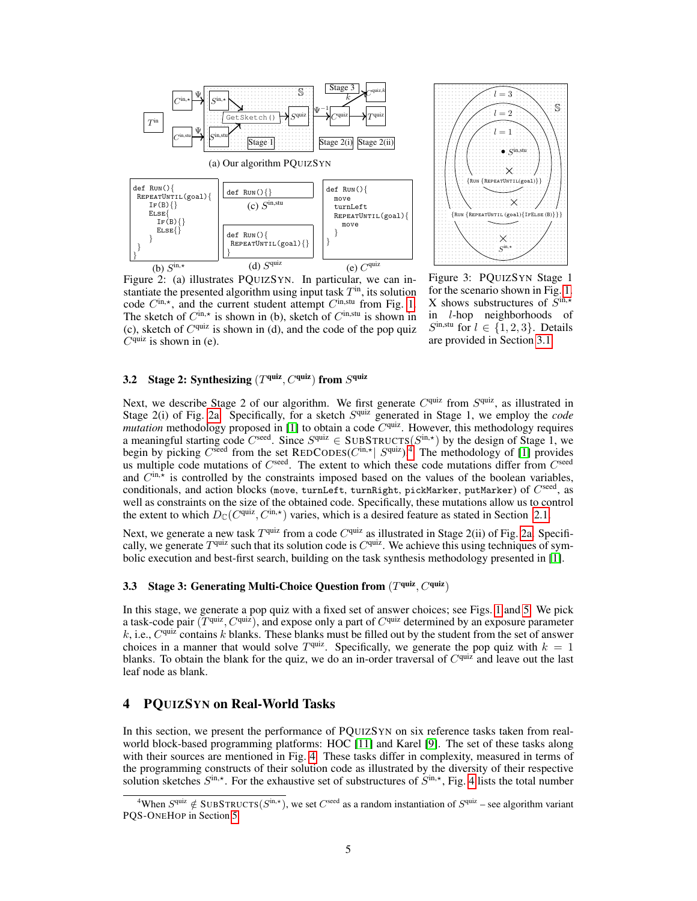(a) Our algorithm PQuizSyn

```
def Run(){
 RepeatUntil(goal){
   If(B){}
   Else{
     If(B){}
     Else{}
   }
 }
}
```

(b) $S^{\text{in},\star}$

```
def Run(){}
```

(c) $S^{\text{in,stu}}$

```
def Run(){
 RepeatUntil(goal){}
}
```

(d) $S^{\text{quiz}}$

```
def Run(){
  move
  turnLeft
  RepeatUntil(goal){
    move
  }
}
```

(e) $C^{\text{quiz}}$

Figure 2: (a) illustrates PQuizSyn. In particular, we can instantiate the presented algorithm using input task $T^{\text{in}}$, its solution code $C^{\text{in},\star}$, and the current student attempt $C^{\text{in,stu}}$ from Fig. 1. The sketch of $C^{\text{in},\star}$ is shown in (b), sketch of $C^{\text{in,stu}}$ is shown in (c), sketch of $C^{\text{quiz}}$ is shown in (d), and the code of the pop quiz $C^{\text{quiz}}$ is shown in (e).

Figure 3: PQuizSyn Stage 1 for the scenario shown in Fig. 1. X shows substructures of $S^{\text{in},\star}$ in $l$-hop neighborhoods of $S^{\text{in,stu}}$ for $l \in \{1, 2, 3\}$. Details are provided in Section 3.1.

### 3.2 Stage 2: Synthesizing $(T^{\text{quiz}}, C^{\text{quiz}})$ from $S^{\text{quiz}}$

Next, we describe Stage 2 of our algorithm. We first generate $C^{\text{quiz}}$ from $S^{\text{quiz}}$, as illustrated in Stage 2(i) of Fig. 2a. Specifically, for a sketch $S^{\text{quiz}}$ generated in Stage 1, we employ the *code mutation* methodology proposed in [1] to obtain a code $C^{\text{quiz}}$. However, this methodology requires a meaningful starting code $C^{\text{seed}}$. Since $S^{\text{quiz}} \in \text{SubStructs}(S^{\text{in},\star})$ by the design of Stage 1, we begin by picking $C^{\text{seed}}$ from the set $\text{RedCodes}(C^{\text{in},\star} | \ S^{\text{quiz}})$.[4] The methodology of [1] provides us multiple code mutations of $C^{\text{seed}}$. The extent to which these code mutations differ from $C^{\text{seed}}$ and $C^{\text{in},\star}$ is controlled by the constraints imposed based on the values of the boolean variables, conditionals, and action blocks (`move`, `turnLeft`, `turnRight`, `pickMarker`, `putMarker`) of $C^{\text{seed}}$, as well as constraints on the size of the obtained code. Specifically, these mutations allow us to control the extent to which $D_{\mathbb{C}}(C^{\text{quiz}}, C^{\text{in},\star})$ varies, which is a desired feature as stated in Section 2.1.

Next, we generate a new task $T^{\text{quiz}}$ from a code $C^{\text{quiz}}$ as illustrated in Stage 2(ii) of Fig. 2a. Specifically, we generate $T^{\text{quiz}}$ such that its solution code is $C^{\text{quiz}}$. We achieve this using techniques of symbolic execution and best-first search, building on the task synthesis methodology presented in [1].

### 3.3 Stage 3: Generating Multi-Choice Question from $(T^{\text{quiz}}, C^{\text{quiz}})$

In this stage, we generate a pop quiz with a fixed set of answer choices; see Figs. 1 and 5. We pick a task-code pair $(T^{\text{quiz}}, C^{\text{quiz}})$, and expose only a part of $C^{\text{quiz}}$ determined by an exposure parameter $k$, i.e., $C^{\text{quiz}}$ contains $k$ blanks. These blanks must be filled out by the student from the set of answer choices in a manner that would solve $T^{\text{quiz}}$. Specifically, we generate the pop quiz with $k = 1$ blanks. To obtain the blank for the quiz, we do an in-order traversal of $C^{\text{quiz}}$ and leave out the last leaf node as blank.

## 4 PQuizSyn on Real-World Tasks

In this section, we present the performance of PQuizSyn on six reference tasks taken from real-world block-based programming platforms: HOC [11] and Karel [9]. The set of these tasks along with their sources are mentioned in Fig. 4. These tasks differ in complexity, measured in terms of the programming constructs of their solution code as illustrated by the diversity of their respective solution sketches $S^{\text{in},\star}$. For the exhaustive set of substructures of $S^{\text{in},\star}$, Fig. 4 lists the total number

[4] When $S^{\text{quiz}} \notin \text{SubStructs}(S^{\text{in},\star})$, we set $C^{\text{seed}}$ as a random instantiation of $S^{\text{quiz}}$ – see algorithm variant PQS-OneHop in Section 5.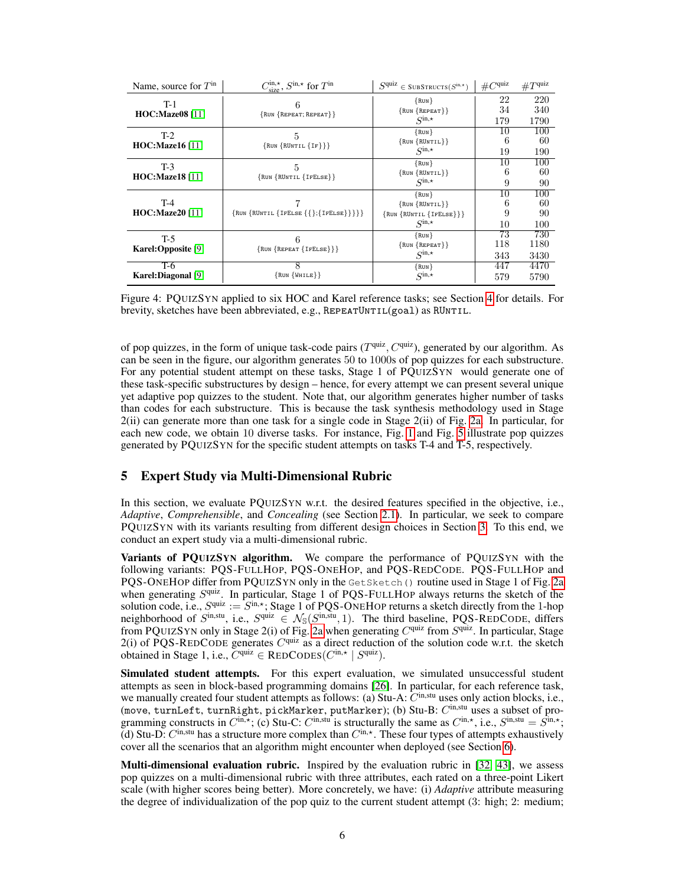| Name, source for $T^{\text{in}}$ | $C^{\text{in},\star}_{\text{size}}$, $S^{\text{in},\star}$ for $T^{\text{in}}$ | $S^{\text{quiz}} \in \text{SUBSTRUCTS}(S^{\text{in},\star})$ | $\#C^{\text{quiz}}$ | $\#T^{\text{quiz}}$ |
|---|---|---|---|---|
| T-1 **HOC:Maze08** [11] | 6 {RUN {REPEAT; REPEAT}} | {RUN} | 22 | 220 |
| | | {RUN {REPEAT}} | 34 | 340 |
| | | $S^{\text{in},\star}$ | 179 | 1790 |
| T-2 **HOC:Maze16** [11] | 5 {RUN {RUNTIL {IF}}} | {RUN} | 10 | 100 |
| | | {RUN {RUNTIL}} | 6 | 60 |
| | | $S^{\text{in},\star}$ | 19 | 190 |
| T-3 **HOC:Maze18** [11] | 5 {RUN {RUNTIL {IFELSE}} | {RUN} | 10 | 100 |
| | | {RUN {RUNTIL}} | 6 | 60 |
| | | $S^{\text{in},\star}$ | 9 | 90 |
| T-4 **HOC:Maze20** [11] | 7 {RUN {RUNTIL {IFELSE {{}:{IFELSE}}}}} | {RUN} | 10 | 100 |
| | | {RUN {RUNTIL}} | 6 | 60 |
| | | {RUN {RUNTIL {IFELSE}}} | 9 | 90 |
| | | $S^{\text{in},\star}$ | 10 | 100 |
| T-5 **Karel:Opposite** [9] | 6 {RUN {REPEAT {IFELSE}}} | {RUN} | 73 | 730 |
| | | {RUN {REPEAT}} | 118 | 1180 |
| | | $S^{\text{in},\star}$ | 343 | 3430 |
| T-6 **Karel:Diagonal** [9] | 8 {RUN {WHILE}} | {RUN} | 447 | 4470 |
| | | $S^{\text{in},\star}$ | 579 | 5790 |

Figure 4: PQUIZSYN applied to six HOC and Karel reference tasks; see Section 4 for details. For brevity, sketches have been abbreviated, e.g., REPEATUNTIL(goal) as RUNTIL.

of pop quizzes, in the form of unique task-code pairs $(T^{\text{quiz}}, C^{\text{quiz}})$, generated by our algorithm. As can be seen in the figure, our algorithm generates 50 to 1000s of pop quizzes for each substructure. For any potential student attempt on these tasks, Stage 1 of PQUIZSYN would generate one of these task-specific substructures by design – hence, for every attempt we can present several unique yet adaptive pop quizzes to the student. Note that, our algorithm generates higher number of tasks than codes for each substructure. This is because the task synthesis methodology used in Stage 2(ii) can generate more than one task for a single code in Stage 2(ii) of Fig. 2a. In particular, for each new code, we obtain 10 diverse tasks. For instance, Fig. 1 and Fig. 5 illustrate pop quizzes generated by PQUIZSYN for the specific student attempts on tasks T-4 and T-5, respectively.

## 5 Expert Study via Multi-Dimensional Rubric

In this section, we evaluate PQUIZSYN w.r.t. the desired features specified in the objective, i.e., *Adaptive*, *Comprehensible*, and *Concealing* (see Section 2.1). In particular, we seek to compare PQUIZSYN with its variants resulting from different design choices in Section 3. To this end, we conduct an expert study via a multi-dimensional rubric.

**Variants of PQUIZSYN algorithm.** We compare the performance of PQUIZSYN with the following variants: PQS-FULLHOP, PQS-ONEHOP, and PQS-REDCODE. PQS-FULLHOP and PQS-ONEHOP differ from PQUIZSYN only in the `GetSketch()` routine used in Stage 1 of Fig. 2a when generating $S^{\text{quiz}}$. In particular, Stage 1 of PQS-FULLHOP always returns the sketch of the solution code, i.e., $S^{\text{quiz}} := S^{\text{in},\star}$; Stage 1 of PQS-ONEHOP returns a sketch directly from the 1-hop neighborhood of $S^{\text{in,stu}}$, i.e., $S^{\text{quiz}} \in \mathcal{N}_{\mathbb{S}}(S^{\text{in,stu}}, 1)$. The third baseline, PQS-REDCODE, differs from PQUIZSYN only in Stage 2(i) of Fig. 2a when generating $C^{\text{quiz}}$ from $S^{\text{quiz}}$. In particular, Stage 2(i) of PQS-REDCODE generates $C^{\text{quiz}}$ as a direct reduction of the solution code w.r.t. the sketch obtained in Stage 1, i.e., $C^{\text{quiz}} \in \text{REDCODES}(C^{\text{in},\star} \mid S^{\text{quiz}})$.

**Simulated student attempts.** For this expert evaluation, we simulated unsuccessful student attempts as seen in block-based programming domains [26]. In particular, for each reference task, we manually created four student attempts as follows: (a) Stu-A: $C^{\text{in,stu}}$ uses only action blocks, i.e., (`move`, `turnLeft`, `turnRight`, `pickMarker`, `putMarker`); (b) Stu-B: $C^{\text{in,stu}}$ uses a subset of programming constructs in $C^{\text{in},\star}$; (c) Stu-C: $C^{\text{in,stu}}$ is structurally the same as $C^{\text{in},\star}$, i.e., $S^{\text{in,stu}} = S^{\text{in},\star}$; (d) Stu-D: $C^{\text{in,stu}}$ has a structure more complex than $C^{\text{in},\star}$. These four types of attempts exhaustively cover all the scenarios that an algorithm might encounter when deployed (see Section 6).

**Multi-dimensional evaluation rubric.** Inspired by the evaluation rubric in [32, 43], we assess pop quizzes on a multi-dimensional rubric with three attributes, each rated on a three-point Likert scale (with higher scores being better). More concretely, we have: (i) *Adaptive* attribute measuring the degree of individualization of the pop quiz to the current student attempt (3: high; 2: medium;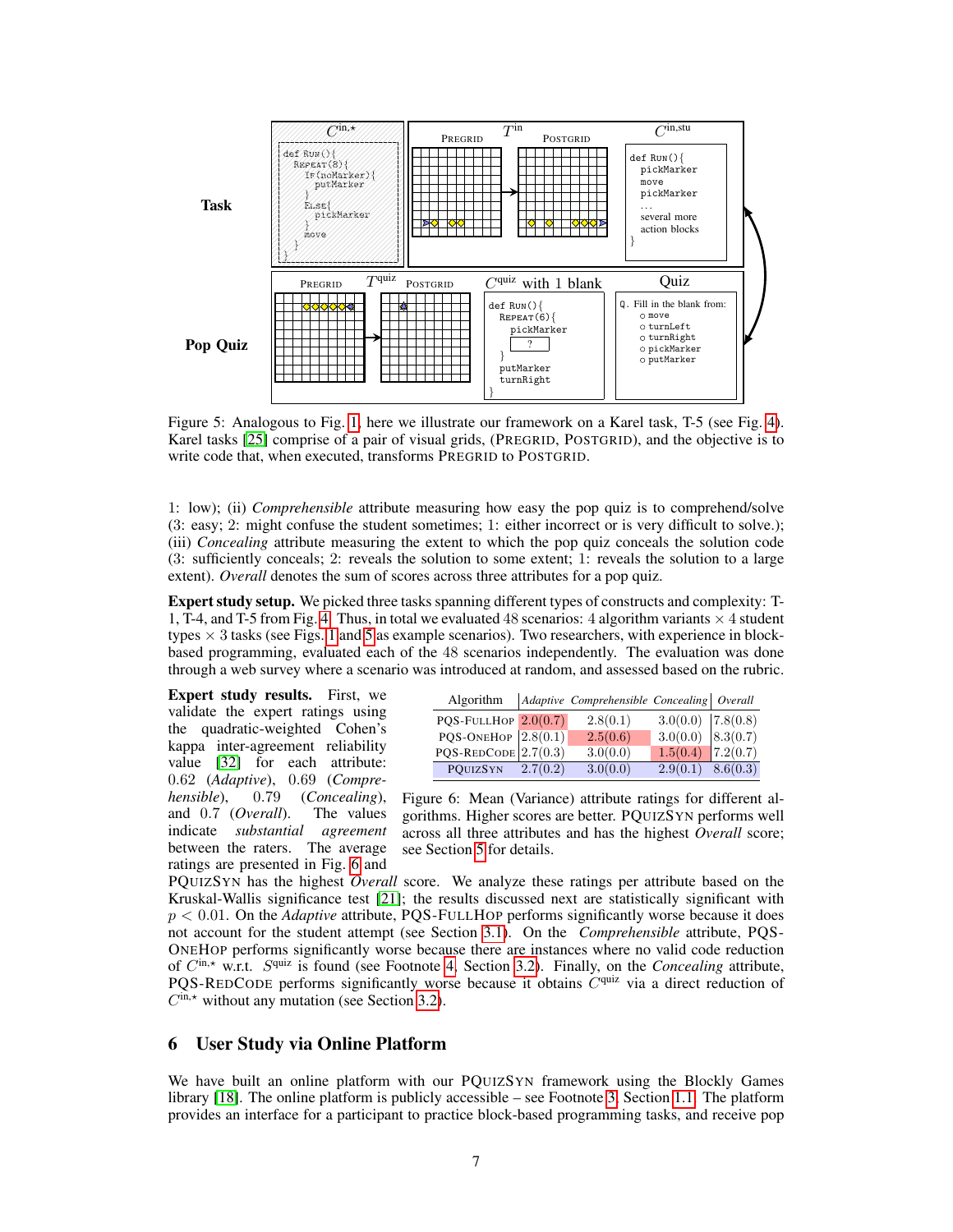**Task**

$C^{\text{in},\star}$

```
def Run(){
  Repeat(8){
    If(noMarker){
      putMarker
    }
    Else{
      pickMarker
    }
    move
  }
}
```

$T^{\text{in}}$: PREGRID → POSTGRID

$C^{\text{in,stu}}$

```
def Run(){
  pickMarker
  move
  pickMarker
  ...
  several more
  action blocks
}
```

**Pop Quiz**

$T^{\text{quiz}}$: PREGRID → POSTGRID

$C^{\text{quiz}}$ with 1 blank

```
def Run(){
  Repeat(6){
    pickMarker
    [ ? ]
  }
  putMarker
  turnRight
}
```

Quiz

Q. Fill in the blank from:
- move
- turnLeft
- turnRight
- pickMarker
- putMarker

Figure 5: Analogous to Fig. 1, here we illustrate our framework on a Karel task, T-5 (see Fig. 4). Karel tasks [25] comprise of a pair of visual grids, (PREGRID, POSTGRID), and the objective is to write code that, when executed, transforms PREGRID to POSTGRID.

1: low); (ii) *Comprehensible* attribute measuring how easy the pop quiz is to comprehend/solve (3: easy; 2: might confuse the student sometimes; 1: either incorrect or is very difficult to solve.); (iii) *Concealing* attribute measuring the extent to which the pop quiz conceals the solution code (3: sufficiently conceals; 2: reveals the solution to some extent; 1: reveals the solution to a large extent). *Overall* denotes the sum of scores across three attributes for a pop quiz.

**Expert study setup.** We picked three tasks spanning different types of constructs and complexity: T-1, T-4, and T-5 from Fig. 4. Thus, in total we evaluated 48 scenarios: 4 algorithm variants × 4 student types × 3 tasks (see Figs. 1 and 5 as example scenarios). Two researchers, with experience in block-based programming, evaluated each of the 48 scenarios independently. The evaluation was done through a web survey where a scenario was introduced at random, and assessed based on the rubric.

**Expert study results.** First, we validate the expert ratings using the quadratic-weighted Cohen's kappa inter-agreement reliability value [32] for each attribute: 0.62 (*Adaptive*), 0.69 (*Comprehensible*), 0.79 (*Concealing*), and 0.7 (*Overall*). The values indicate *substantial agreement* between the raters. The average ratings are presented in Fig. 6 and PQUIZSYN has the highest *Overall* score. We analyze these ratings per attribute based on the Kruskal-Wallis significance test [21]; the results discussed next are statistically significant with $p < 0.01$. On the *Adaptive* attribute, PQS-FULLHOP performs significantly worse because it does not account for the student attempt (see Section 3.1). On the *Comprehensible* attribute, PQS-ONEHOP performs significantly worse because there are instances where no valid code reduction of $C^{\text{in},\star}$ w.r.t. $S^{\text{quiz}}$ is found (see Footnote 4, Section 3.2). Finally, on the *Concealing* attribute, PQS-REDCODE performs significantly worse because it obtains $C^{\text{quiz}}$ via a direct reduction of $C^{\text{in},\star}$ without any mutation (see Section 3.2).

| Algorithm | *Adaptive* | *Comprehensible* | *Concealing* | *Overall* |
|---|---|---|---|---|
| PQS-FULLHOP | 2.0(0.7) | 2.8(0.1) | 3.0(0.0) | 7.8(0.8) |
| PQS-ONEHOP | 2.8(0.1) | 2.5(0.6) | 3.0(0.0) | 8.3(0.7) |
| PQS-REDCODE | 2.7(0.3) | 3.0(0.0) | 1.5(0.4) | 7.2(0.7) |
| PQUIZSYN | 2.7(0.2) | 3.0(0.0) | 2.9(0.1) | 8.6(0.3) |

Figure 6: Mean (Variance) attribute ratings for different algorithms. Higher scores are better. PQUIZSYN performs well across all three attributes and has the highest *Overall* score; see Section 5 for details.

## 6 User Study via Online Platform

We have built an online platform with our PQUIZSYN framework using the Blockly Games library [18]. The online platform is publicly accessible – see Footnote 3, Section 1.1. The platform provides an interface for a participant to practice block-based programming tasks, and receive pop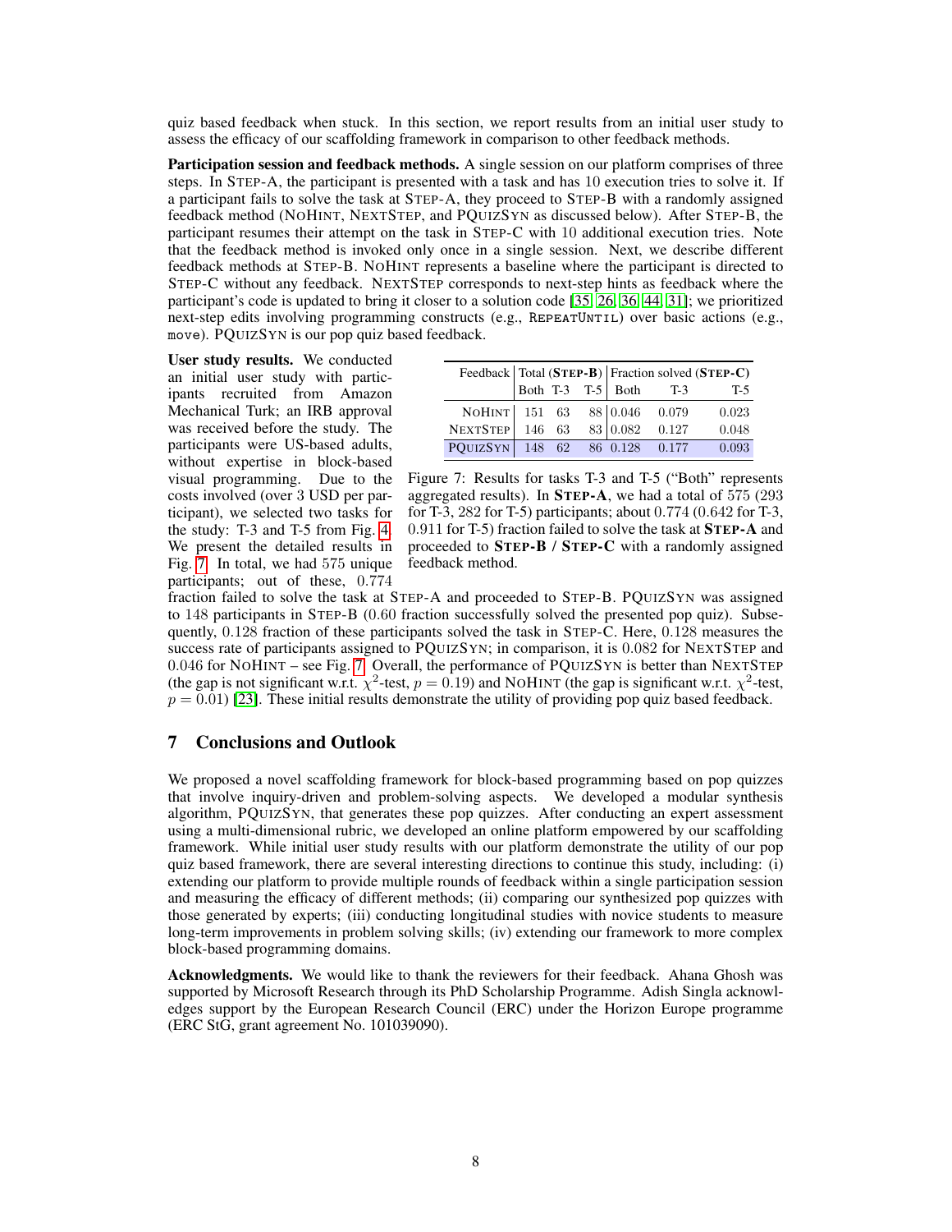quiz based feedback when stuck. In this section, we report results from an initial user study to assess the efficacy of our scaffolding framework in comparison to other feedback methods.

**Participation session and feedback methods.** A single session on our platform comprises of three steps. In STEP-A, the participant is presented with a task and has 10 execution tries to solve it. If a participant fails to solve the task at STEP-A, they proceed to STEP-B with a randomly assigned feedback method (NOHINT, NEXTSTEP, and PQUIZSYN as discussed below). After STEP-B, the participant resumes their attempt on the task in STEP-C with 10 additional execution tries. Note that the feedback method is invoked only once in a single session. Next, we describe different feedback methods at STEP-B. NOHINT represents a baseline where the participant is directed to STEP-C without any feedback. NEXTSTEP corresponds to next-step hints as feedback where the participant's code is updated to bring it closer to a solution code [35, 26, 36, 44, 31]; we prioritized next-step edits involving programming constructs (e.g., REPEATUNTIL) over basic actions (e.g., move). PQUIZSYN is our pop quiz based feedback.

**User study results.** We conducted an initial user study with participants recruited from Amazon Mechanical Turk; an IRB approval was received before the study. The participants were US-based adults, without expertise in block-based visual programming. Due to the costs involved (over 3 USD per participant), we selected two tasks for the study: T-3 and T-5 from Fig. 4. We present the detailed results in Fig. 7. In total, we had 575 unique participants; out of these, 0.774 fraction failed to solve the task at STEP-A and proceeded to STEP-B. PQUIZSYN was assigned to 148 participants in STEP-B (0.60 fraction successfully solved the presented pop quiz). Subsequently, 0.128 fraction of these participants solved the task in STEP-C. Here, 0.128 measures the success rate of participants assigned to PQUIZSYN; in comparison, it is 0.082 for NEXTSTEP and 0.046 for NOHINT – see Fig. 7. Overall, the performance of PQUIZSYN is better than NEXTSTEP (the gap is not significant w.r.t. $\chi^2$-test, $p = 0.19$) and NOHINT (the gap is significant w.r.t. $\chi^2$-test, $p = 0.01$) [23]. These initial results demonstrate the utility of providing pop quiz based feedback.

| Feedback | Total (STEP-B) | | | Fraction solved (STEP-C) | | |
|---|---|---|---|---|---|---|
| | Both | T-3 | T-5 | Both | T-3 | T-5 |
| NOHINT | 151 | 63 | 88 | 0.046 | 0.079 | 0.023 |
| NEXTSTEP | 146 | 63 | 83 | 0.082 | 0.127 | 0.048 |
| PQUIZSYN | 148 | 62 | 86 | 0.128 | 0.177 | 0.093 |

Figure 7: Results for tasks T-3 and T-5 ("Both" represents aggregated results). In **STEP-A**, we had a total of 575 (293 for T-3, 282 for T-5) participants; about 0.774 (0.642 for T-3, 0.911 for T-5) fraction failed to solve the task at **STEP-A** and proceeded to **STEP-B / STEP-C** with a randomly assigned feedback method.

## 7 Conclusions and Outlook

We proposed a novel scaffolding framework for block-based programming based on pop quizzes that involve inquiry-driven and problem-solving aspects. We developed a modular synthesis algorithm, PQUIZSYN, that generates these pop quizzes. After conducting an expert assessment using a multi-dimensional rubric, we developed an online platform empowered by our scaffolding framework. While initial user study results with our platform demonstrate the utility of our pop quiz based framework, there are several interesting directions to continue this study, including: (i) extending our platform to provide multiple rounds of feedback within a single participation session and measuring the efficacy of different methods; (ii) comparing our synthesized pop quizzes with those generated by experts; (iii) conducting longitudinal studies with novice students to measure long-term improvements in problem solving skills; (iv) extending our framework to more complex block-based programming domains.

**Acknowledgments.** We would like to thank the reviewers for their feedback. Ahana Ghosh was supported by Microsoft Research through its PhD Scholarship Programme. Adish Singla acknowledges support by the European Research Council (ERC) under the Horizon Europe programme (ERC StG, grant agreement No. 101039090).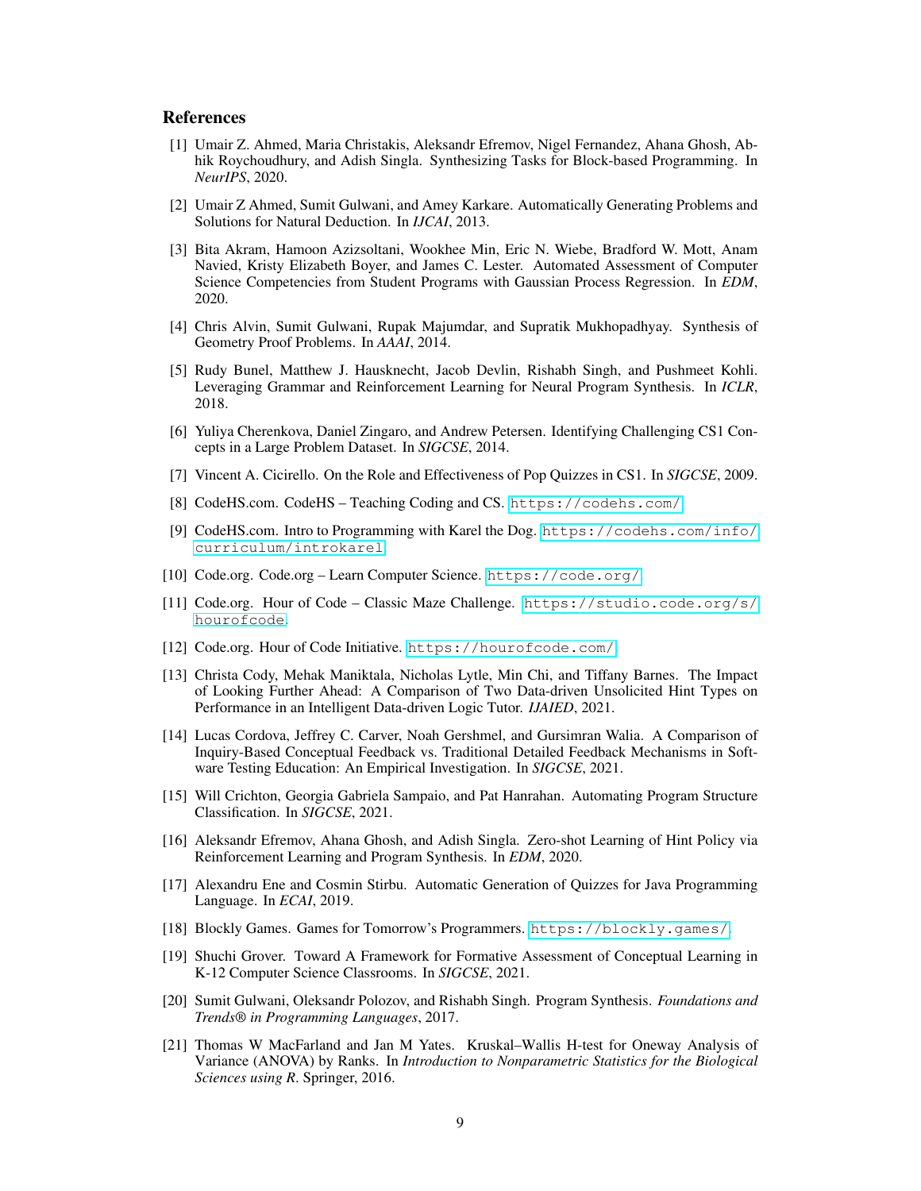## References

[1] Umair Z. Ahmed, Maria Christakis, Aleksandr Efremov, Nigel Fernandez, Ahana Ghosh, Abhik Roychoudhury, and Adish Singla. Synthesizing Tasks for Block-based Programming. In *NeurIPS*, 2020.

[2] Umair Z Ahmed, Sumit Gulwani, and Amey Karkare. Automatically Generating Problems and Solutions for Natural Deduction. In *IJCAI*, 2013.

[3] Bita Akram, Hamoon Azizsoltani, Wookhee Min, Eric N. Wiebe, Bradford W. Mott, Anam Navied, Kristy Elizabeth Boyer, and James C. Lester. Automated Assessment of Computer Science Competencies from Student Programs with Gaussian Process Regression. In *EDM*, 2020.

[4] Chris Alvin, Sumit Gulwani, Rupak Majumdar, and Supratik Mukhopadhyay. Synthesis of Geometry Proof Problems. In *AAAI*, 2014.

[5] Rudy Bunel, Matthew J. Hausknecht, Jacob Devlin, Rishabh Singh, and Pushmeet Kohli. Leveraging Grammar and Reinforcement Learning for Neural Program Synthesis. In *ICLR*, 2018.

[6] Yuliya Cherenkova, Daniel Zingaro, and Andrew Petersen. Identifying Challenging CS1 Concepts in a Large Problem Dataset. In *SIGCSE*, 2014.

[7] Vincent A. Cicirello. On the Role and Effectiveness of Pop Quizzes in CS1. In *SIGCSE*, 2009.

[8] CodeHS.com. CodeHS – Teaching Coding and CS. https://codehs.com/

[9] CodeHS.com. Intro to Programming with Karel the Dog. https://codehs.com/info/curriculum/introkarel

[10] Code.org. Code.org – Learn Computer Science. https://code.org/

[11] Code.org. Hour of Code – Classic Maze Challenge. https://studio.code.org/s/hourofcode

[12] Code.org. Hour of Code Initiative. https://hourofcode.com/

[13] Christa Cody, Mehak Maniktala, Nicholas Lytle, Min Chi, and Tiffany Barnes. The Impact of Looking Further Ahead: A Comparison of Two Data-driven Unsolicited Hint Types on Performance in an Intelligent Data-driven Logic Tutor. *IJAIED*, 2021.

[14] Lucas Cordova, Jeffrey C. Carver, Noah Gershmel, and Gursimran Walia. A Comparison of Inquiry-Based Conceptual Feedback vs. Traditional Detailed Feedback Mechanisms in Software Testing Education: An Empirical Investigation. In *SIGCSE*, 2021.

[15] Will Crichton, Georgia Gabriela Sampaio, and Pat Hanrahan. Automating Program Structure Classification. In *SIGCSE*, 2021.

[16] Aleksandr Efremov, Ahana Ghosh, and Adish Singla. Zero-shot Learning of Hint Policy via Reinforcement Learning and Program Synthesis. In *EDM*, 2020.

[17] Alexandru Ene and Cosmin Stirbu. Automatic Generation of Quizzes for Java Programming Language. In *ECAI*, 2019.

[18] Blockly Games. Games for Tomorrow's Programmers. https://blockly.games/

[19] Shuchi Grover. Toward A Framework for Formative Assessment of Conceptual Learning in K-12 Computer Science Classrooms. In *SIGCSE*, 2021.

[20] Sumit Gulwani, Oleksandr Polozov, and Rishabh Singh. Program Synthesis. *Foundations and Trends® in Programming Languages*, 2017.

[21] Thomas W MacFarland and Jan M Yates. Kruskal–Wallis H-test for Oneway Analysis of Variance (ANOVA) by Ranks. In *Introduction to Nonparametric Statistics for the Biological Sciences using R*. Springer, 2016.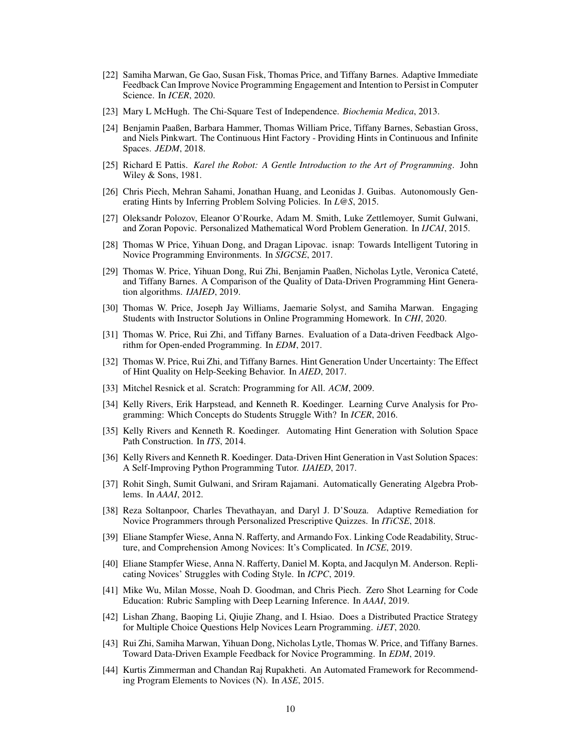[22] Samiha Marwan, Ge Gao, Susan Fisk, Thomas Price, and Tiffany Barnes. Adaptive Immediate Feedback Can Improve Novice Programming Engagement and Intention to Persist in Computer Science. In *ICER*, 2020.

[23] Mary L McHugh. The Chi-Square Test of Independence. *Biochemia Medica*, 2013.

[24] Benjamin Paaßen, Barbara Hammer, Thomas William Price, Tiffany Barnes, Sebastian Gross, and Niels Pinkwart. The Continuous Hint Factory - Providing Hints in Continuous and Infinite Spaces. *JEDM*, 2018.

[25] Richard E Pattis. *Karel the Robot: A Gentle Introduction to the Art of Programming*. John Wiley & Sons, 1981.

[26] Chris Piech, Mehran Sahami, Jonathan Huang, and Leonidas J. Guibas. Autonomously Generating Hints by Inferring Problem Solving Policies. In *L@S*, 2015.

[27] Oleksandr Polozov, Eleanor O'Rourke, Adam M. Smith, Luke Zettlemoyer, Sumit Gulwani, and Zoran Popovic. Personalized Mathematical Word Problem Generation. In *IJCAI*, 2015.

[28] Thomas W Price, Yihuan Dong, and Dragan Lipovac. isnap: Towards Intelligent Tutoring in Novice Programming Environments. In *SIGCSE*, 2017.

[29] Thomas W. Price, Yihuan Dong, Rui Zhi, Benjamin Paaßen, Nicholas Lytle, Veronica Cateté, and Tiffany Barnes. A Comparison of the Quality of Data-Driven Programming Hint Generation algorithms. *IJAIED*, 2019.

[30] Thomas W. Price, Joseph Jay Williams, Jaemarie Solyst, and Samiha Marwan. Engaging Students with Instructor Solutions in Online Programming Homework. In *CHI*, 2020.

[31] Thomas W. Price, Rui Zhi, and Tiffany Barnes. Evaluation of a Data-driven Feedback Algorithm for Open-ended Programming. In *EDM*, 2017.

[32] Thomas W. Price, Rui Zhi, and Tiffany Barnes. Hint Generation Under Uncertainty: The Effect of Hint Quality on Help-Seeking Behavior. In *AIED*, 2017.

[33] Mitchel Resnick et al. Scratch: Programming for All. *ACM*, 2009.

[34] Kelly Rivers, Erik Harpstead, and Kenneth R. Koedinger. Learning Curve Analysis for Programming: Which Concepts do Students Struggle With? In *ICER*, 2016.

[35] Kelly Rivers and Kenneth R. Koedinger. Automating Hint Generation with Solution Space Path Construction. In *ITS*, 2014.

[36] Kelly Rivers and Kenneth R. Koedinger. Data-Driven Hint Generation in Vast Solution Spaces: A Self-Improving Python Programming Tutor. *IJAIED*, 2017.

[37] Rohit Singh, Sumit Gulwani, and Sriram Rajamani. Automatically Generating Algebra Problems. In *AAAI*, 2012.

[38] Reza Soltanpoor, Charles Thevathayan, and Daryl J. D'Souza. Adaptive Remediation for Novice Programmers through Personalized Prescriptive Quizzes. In *ITiCSE*, 2018.

[39] Eliane Stampfer Wiese, Anna N. Rafferty, and Armando Fox. Linking Code Readability, Structure, and Comprehension Among Novices: It's Complicated. In *ICSE*, 2019.

[40] Eliane Stampfer Wiese, Anna N. Rafferty, Daniel M. Kopta, and Jacqulyn M. Anderson. Replicating Novices' Struggles with Coding Style. In *ICPC*, 2019.

[41] Mike Wu, Milan Mosse, Noah D. Goodman, and Chris Piech. Zero Shot Learning for Code Education: Rubric Sampling with Deep Learning Inference. In *AAAI*, 2019.

[42] Lishan Zhang, Baoping Li, Qiujie Zhang, and I. Hsiao. Does a Distributed Practice Strategy for Multiple Choice Questions Help Novices Learn Programming. *iJET*, 2020.

[43] Rui Zhi, Samiha Marwan, Yihuan Dong, Nicholas Lytle, Thomas W. Price, and Tiffany Barnes. Toward Data-Driven Example Feedback for Novice Programming. In *EDM*, 2019.

[44] Kurtis Zimmerman and Chandan Raj Rupakheti. An Automated Framework for Recommending Program Elements to Novices (N). In *ASE*, 2015.